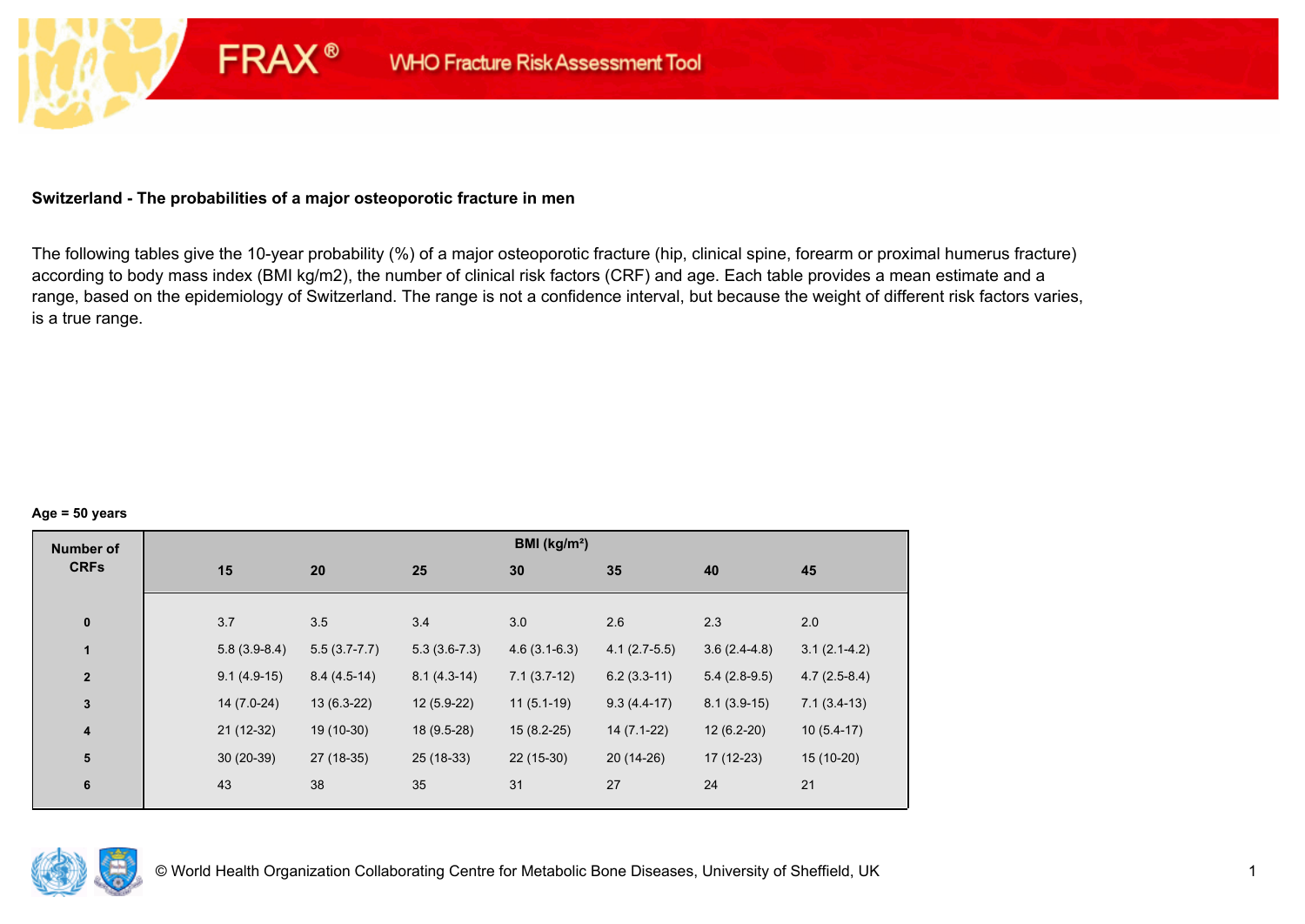**FRAX® WHO Fracture Risk Assessment Tool**

## Switzerland - The probabilities of a major osteoporotic fracture in men

The following tables give the 10-year probability (%) of a major osteoporotic fracture (hip, clinical spine, forearm or proximal humerus fracture) according to body mass index (BMI kg/m2), the number of clinical risk factors (CRF) and age. Each table provides a mean estimate and a range, based on the epidemiology of Switzerland. The range is not a confidence interval, but because the weight of different risk factors varies, is a true range.

**Age = 50 years**

| Number of CRFs | BMI (kg/m²) | | | | | | |
|---|---|---|---|---|---|---|---|
| | 15 | 20 | 25 | 30 | 35 | 40 | 45 |
| 0 | 3.7 | 3.5 | 3.4 | 3.0 | 2.6 | 2.3 | 2.0 |
| 1 | 5.8 (3.9-8.4) | 5.5 (3.7-7.7) | 5.3 (3.6-7.3) | 4.6 (3.1-6.3) | 4.1 (2.7-5.5) | 3.6 (2.4-4.8) | 3.1 (2.1-4.2) |
| 2 | 9.1 (4.9-15) | 8.4 (4.5-14) | 8.1 (4.3-14) | 7.1 (3.7-12) | 6.2 (3.3-11) | 5.4 (2.8-9.5) | 4.7 (2.5-8.4) |
| 3 | 14 (7.0-24) | 13 (6.3-22) | 12 (5.9-22) | 11 (5.1-19) | 9.3 (4.4-17) | 8.1 (3.9-15) | 7.1 (3.4-13) |
| 4 | 21 (12-32) | 19 (10-30) | 18 (9.5-28) | 15 (8.2-25) | 14 (7.1-22) | 12 (6.2-20) | 10 (5.4-17) |
| 5 | 30 (20-39) | 27 (18-35) | 25 (18-33) | 22 (15-30) | 20 (14-26) | 17 (12-23) | 15 (10-20) |
| 6 | 43 | 38 | 35 | 31 | 27 | 24 | 21 |

© World Health Organization Collaborating Centre for Metabolic Bone Diseases, University of Sheffield, UK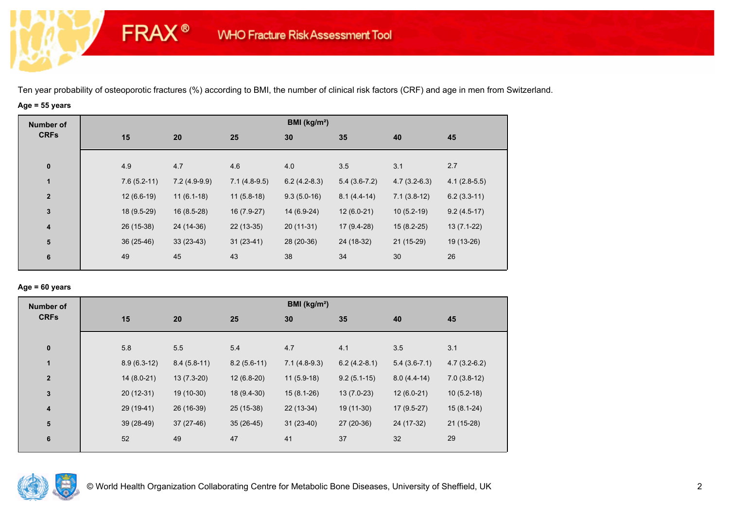Ten year probability of osteoporotic fractures (%) according to BMI, the number of clinical risk factors (CRF) and age in men from Switzerland.

**Age = 55 years**

| Number of CRFs | BMI (kg/m²) | | | | | | |
|---|---|---|---|---|---|---|---|
| | **15** | **20** | **25** | **30** | **35** | **40** | **45** |
| **0** | 4.9 | 4.7 | 4.6 | 4.0 | 3.5 | 3.1 | 2.7 |
| **1** | 7.6 (5.2-11) | 7.2 (4.9-9.9) | 7.1 (4.8-9.5) | 6.2 (4.2-8.3) | 5.4 (3.6-7.2) | 4.7 (3.2-6.3) | 4.1 (2.8-5.5) |
| **2** | 12 (6.6-19) | 11 (6.1-18) | 11 (5.8-18) | 9.3 (5.0-16) | 8.1 (4.4-14) | 7.1 (3.8-12) | 6.2 (3.3-11) |
| **3** | 18 (9.5-29) | 16 (8.5-28) | 16 (7.9-27) | 14 (6.9-24) | 12 (6.0-21) | 10 (5.2-19) | 9.2 (4.5-17) |
| **4** | 26 (15-38) | 24 (14-36) | 22 (13-35) | 20 (11-31) | 17 (9.4-28) | 15 (8.2-25) | 13 (7.1-22) |
| **5** | 36 (25-46) | 33 (23-43) | 31 (23-41) | 28 (20-36) | 24 (18-32) | 21 (15-29) | 19 (13-26) |
| **6** | 49 | 45 | 43 | 38 | 34 | 30 | 26 |

**Age = 60 years**

| Number of CRFs | BMI (kg/m²) | | | | | | |
|---|---|---|---|---|---|---|---|
| | **15** | **20** | **25** | **30** | **35** | **40** | **45** |
| **0** | 5.8 | 5.5 | 5.4 | 4.7 | 4.1 | 3.5 | 3.1 |
| **1** | 8.9 (6.3-12) | 8.4 (5.8-11) | 8.2 (5.6-11) | 7.1 (4.8-9.3) | 6.2 (4.2-8.1) | 5.4 (3.6-7.1) | 4.7 (3.2-6.2) |
| **2** | 14 (8.0-21) | 13 (7.3-20) | 12 (6.8-20) | 11 (5.9-18) | 9.2 (5.1-15) | 8.0 (4.4-14) | 7.0 (3.8-12) |
| **3** | 20 (12-31) | 19 (10-30) | 18 (9.4-30) | 15 (8.1-26) | 13 (7.0-23) | 12 (6.0-21) | 10 (5.2-18) |
| **4** | 29 (19-41) | 26 (16-39) | 25 (15-38) | 22 (13-34) | 19 (11-30) | 17 (9.5-27) | 15 (8.1-24) |
| **5** | 39 (28-49) | 37 (27-46) | 35 (26-45) | 31 (23-40) | 27 (20-36) | 24 (17-32) | 21 (15-28) |
| **6** | 52 | 49 | 47 | 41 | 37 | 32 | 29 |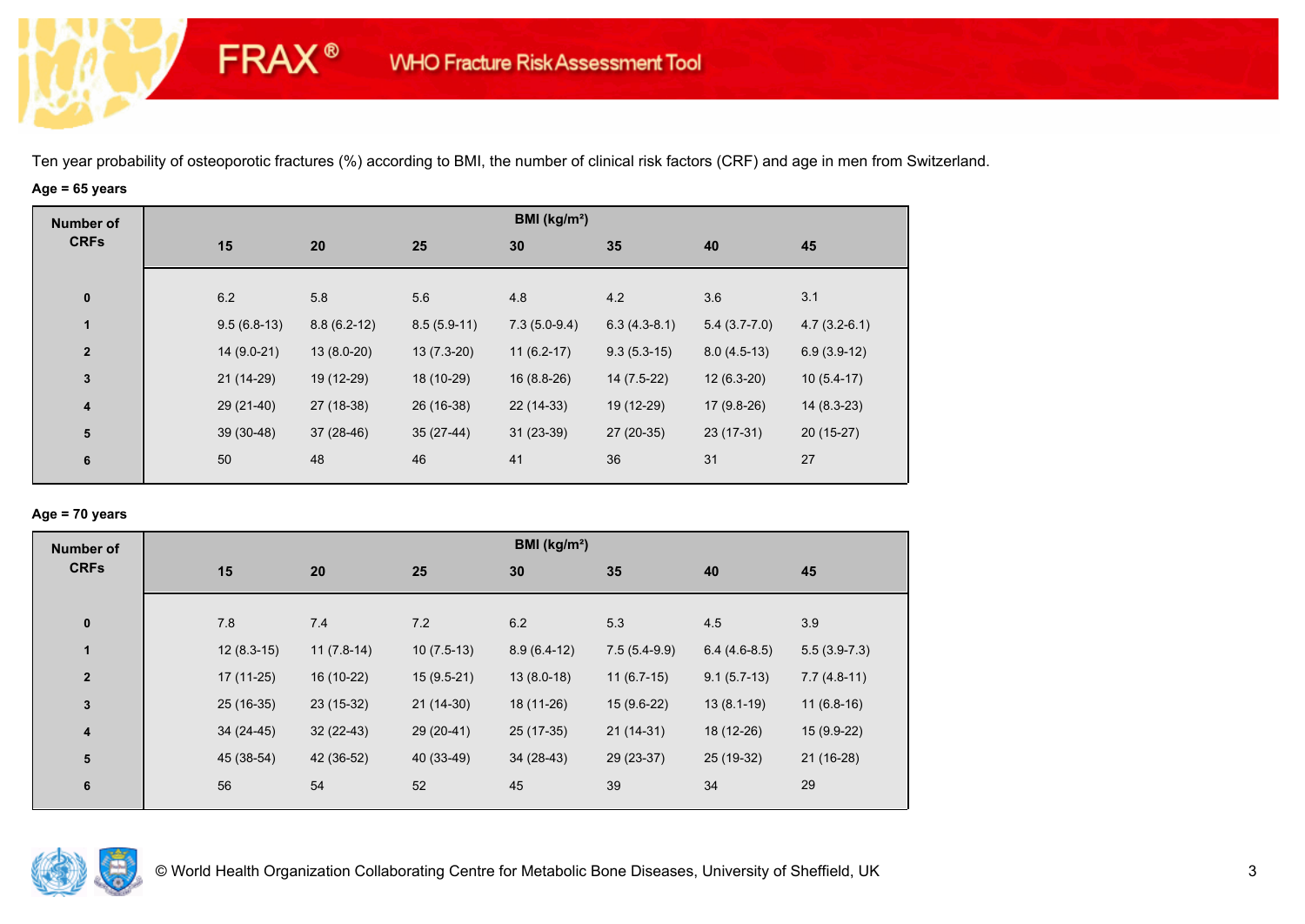# FRAX® WHO Fracture Risk Assessment Tool

Ten year probability of osteoporotic fractures (%) according to BMI, the number of clinical risk factors (CRF) and age in men from Switzerland.

**Age = 65 years**

| Number of CRFs | BMI (kg/m²) | | | | | | |
|---|---|---|---|---|---|---|---|
| | **15** | **20** | **25** | **30** | **35** | **40** | **45** |
| **0** | 6.2 | 5.8 | 5.6 | 4.8 | 4.2 | 3.6 | 3.1 |
| **1** | 9.5 (6.8-13) | 8.8 (6.2-12) | 8.5 (5.9-11) | 7.3 (5.0-9.4) | 6.3 (4.3-8.1) | 5.4 (3.7-7.0) | 4.7 (3.2-6.1) |
| **2** | 14 (9.0-21) | 13 (8.0-20) | 13 (7.3-20) | 11 (6.2-17) | 9.3 (5.3-15) | 8.0 (4.5-13) | 6.9 (3.9-12) |
| **3** | 21 (14-29) | 19 (12-29) | 18 (10-29) | 16 (8.8-26) | 14 (7.5-22) | 12 (6.3-20) | 10 (5.4-17) |
| **4** | 29 (21-40) | 27 (18-38) | 26 (16-38) | 22 (14-33) | 19 (12-29) | 17 (9.8-26) | 14 (8.3-23) |
| **5** | 39 (30-48) | 37 (28-46) | 35 (27-44) | 31 (23-39) | 27 (20-35) | 23 (17-31) | 20 (15-27) |
| **6** | 50 | 48 | 46 | 41 | 36 | 31 | 27 |

**Age = 70 years**

| Number of CRFs | BMI (kg/m²) | | | | | | |
|---|---|---|---|---|---|---|---|
| | **15** | **20** | **25** | **30** | **35** | **40** | **45** |
| **0** | 7.8 | 7.4 | 7.2 | 6.2 | 5.3 | 4.5 | 3.9 |
| **1** | 12 (8.3-15) | 11 (7.8-14) | 10 (7.5-13) | 8.9 (6.4-12) | 7.5 (5.4-9.9) | 6.4 (4.6-8.5) | 5.5 (3.9-7.3) |
| **2** | 17 (11-25) | 16 (10-22) | 15 (9.5-21) | 13 (8.0-18) | 11 (6.7-15) | 9.1 (5.7-13) | 7.7 (4.8-11) |
| **3** | 25 (16-35) | 23 (15-32) | 21 (14-30) | 18 (11-26) | 15 (9.6-22) | 13 (8.1-19) | 11 (6.8-16) |
| **4** | 34 (24-45) | 32 (22-43) | 29 (20-41) | 25 (17-35) | 21 (14-31) | 18 (12-26) | 15 (9.9-22) |
| **5** | 45 (38-54) | 42 (36-52) | 40 (33-49) | 34 (28-43) | 29 (23-37) | 25 (19-32) | 21 (16-28) |
| **6** | 56 | 54 | 52 | 45 | 39 | 34 | 29 |

© World Health Organization Collaborating Centre for Metabolic Bone Diseases, University of Sheffield, UK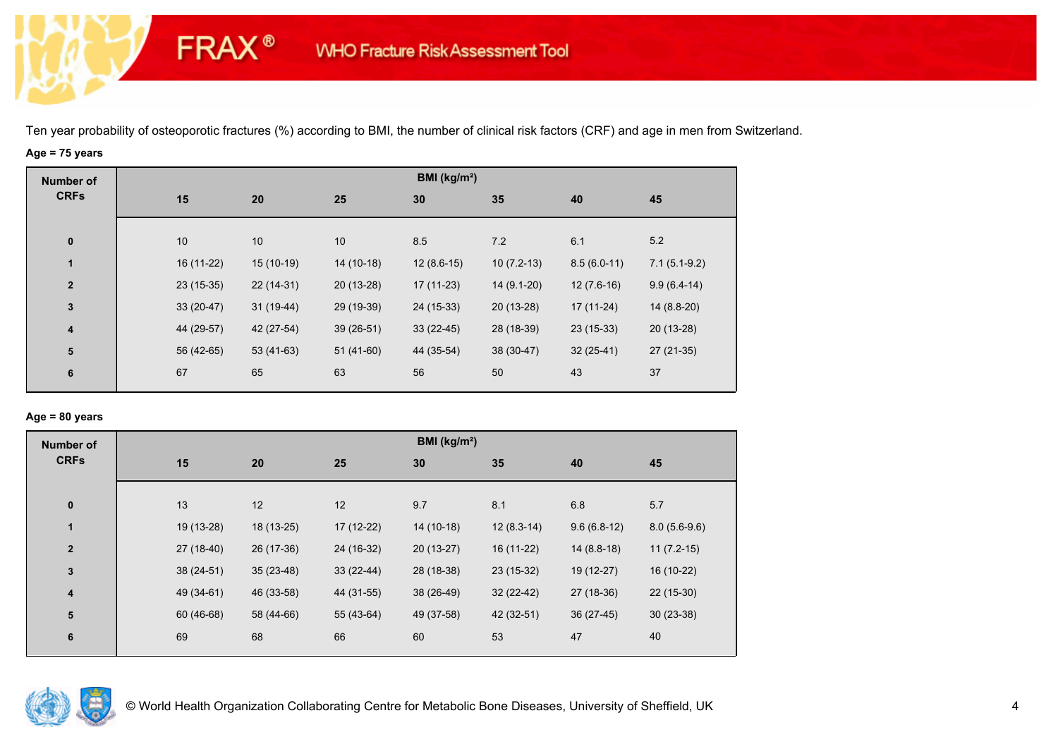Ten year probability of osteoporotic fractures (%) according to BMI, the number of clinical risk factors (CRF) and age in men from Switzerland.

**Age = 75 years**

| Number of CRFs | BMI (kg/m²) | | | | | | |
|---|---|---|---|---|---|---|---|
| | 15 | 20 | 25 | 30 | 35 | 40 | 45 |
| 0 | 10 | 10 | 10 | 8.5 | 7.2 | 6.1 | 5.2 |
| 1 | 16 (11-22) | 15 (10-19) | 14 (10-18) | 12 (8.6-15) | 10 (7.2-13) | 8.5 (6.0-11) | 7.1 (5.1-9.2) |
| 2 | 23 (15-35) | 22 (14-31) | 20 (13-28) | 17 (11-23) | 14 (9.1-20) | 12 (7.6-16) | 9.9 (6.4-14) |
| 3 | 33 (20-47) | 31 (19-44) | 29 (19-39) | 24 (15-33) | 20 (13-28) | 17 (11-24) | 14 (8.8-20) |
| 4 | 44 (29-57) | 42 (27-54) | 39 (26-51) | 33 (22-45) | 28 (18-39) | 23 (15-33) | 20 (13-28) |
| 5 | 56 (42-65) | 53 (41-63) | 51 (41-60) | 44 (35-54) | 38 (30-47) | 32 (25-41) | 27 (21-35) |
| 6 | 67 | 65 | 63 | 56 | 50 | 43 | 37 |

**Age = 80 years**

| Number of CRFs | BMI (kg/m²) | | | | | | |
|---|---|---|---|---|---|---|---|
| | 15 | 20 | 25 | 30 | 35 | 40 | 45 |
| 0 | 13 | 12 | 12 | 9.7 | 8.1 | 6.8 | 5.7 |
| 1 | 19 (13-28) | 18 (13-25) | 17 (12-22) | 14 (10-18) | 12 (8.3-14) | 9.6 (6.8-12) | 8.0 (5.6-9.6) |
| 2 | 27 (18-40) | 26 (17-36) | 24 (16-32) | 20 (13-27) | 16 (11-22) | 14 (8.8-18) | 11 (7.2-15) |
| 3 | 38 (24-51) | 35 (23-48) | 33 (22-44) | 28 (18-38) | 23 (15-32) | 19 (12-27) | 16 (10-22) |
| 4 | 49 (34-61) | 46 (33-58) | 44 (31-55) | 38 (26-49) | 32 (22-42) | 27 (18-36) | 22 (15-30) |
| 5 | 60 (46-68) | 58 (44-66) | 55 (43-64) | 49 (37-58) | 42 (32-51) | 36 (27-45) | 30 (23-38) |
| 6 | 69 | 68 | 66 | 60 | 53 | 47 | 40 |

© World Health Organization Collaborating Centre for Metabolic Bone Diseases, University of Sheffield, UK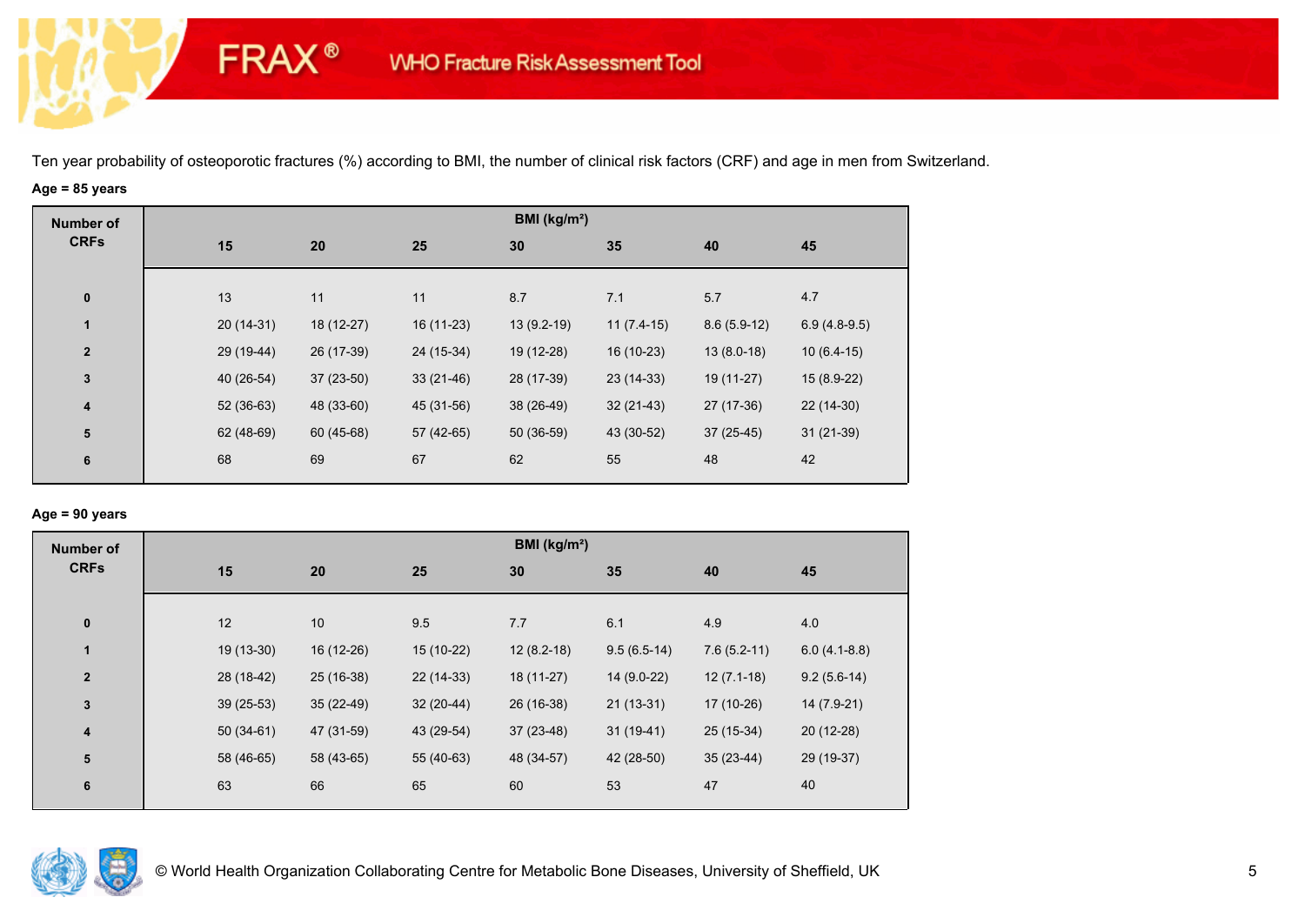# FRAX® WHO Fracture Risk Assessment Tool

Ten year probability of osteoporotic fractures (%) according to BMI, the number of clinical risk factors (CRF) and age in men from Switzerland.

**Age = 85 years**

| Number of CRFs | BMI (kg/m²) | | | | | | |
|---|---|---|---|---|---|---|---|
| | **15** | **20** | **25** | **30** | **35** | **40** | **45** |
| **0** | 13 | 11 | 11 | 8.7 | 7.1 | 5.7 | 4.7 |
| **1** | 20 (14-31) | 18 (12-27) | 16 (11-23) | 13 (9.2-19) | 11 (7.4-15) | 8.6 (5.9-12) | 6.9 (4.8-9.5) |
| **2** | 29 (19-44) | 26 (17-39) | 24 (15-34) | 19 (12-28) | 16 (10-23) | 13 (8.0-18) | 10 (6.4-15) |
| **3** | 40 (26-54) | 37 (23-50) | 33 (21-46) | 28 (17-39) | 23 (14-33) | 19 (11-27) | 15 (8.9-22) |
| **4** | 52 (36-63) | 48 (33-60) | 45 (31-56) | 38 (26-49) | 32 (21-43) | 27 (17-36) | 22 (14-30) |
| **5** | 62 (48-69) | 60 (45-68) | 57 (42-65) | 50 (36-59) | 43 (30-52) | 37 (25-45) | 31 (21-39) |
| **6** | 68 | 69 | 67 | 62 | 55 | 48 | 42 |

**Age = 90 years**

| Number of CRFs | BMI (kg/m²) | | | | | | |
|---|---|---|---|---|---|---|---|
| | **15** | **20** | **25** | **30** | **35** | **40** | **45** |
| **0** | 12 | 10 | 9.5 | 7.7 | 6.1 | 4.9 | 4.0 |
| **1** | 19 (13-30) | 16 (12-26) | 15 (10-22) | 12 (8.2-18) | 9.5 (6.5-14) | 7.6 (5.2-11) | 6.0 (4.1-8.8) |
| **2** | 28 (18-42) | 25 (16-38) | 22 (14-33) | 18 (11-27) | 14 (9.0-22) | 12 (7.1-18) | 9.2 (5.6-14) |
| **3** | 39 (25-53) | 35 (22-49) | 32 (20-44) | 26 (16-38) | 21 (13-31) | 17 (10-26) | 14 (7.9-21) |
| **4** | 50 (34-61) | 47 (31-59) | 43 (29-54) | 37 (23-48) | 31 (19-41) | 25 (15-34) | 20 (12-28) |
| **5** | 58 (46-65) | 58 (43-65) | 55 (40-63) | 48 (34-57) | 42 (28-50) | 35 (23-44) | 29 (19-37) |
| **6** | 63 | 66 | 65 | 60 | 53 | 47 | 40 |

© World Health Organization Collaborating Centre for Metabolic Bone Diseases, University of Sheffield, UK